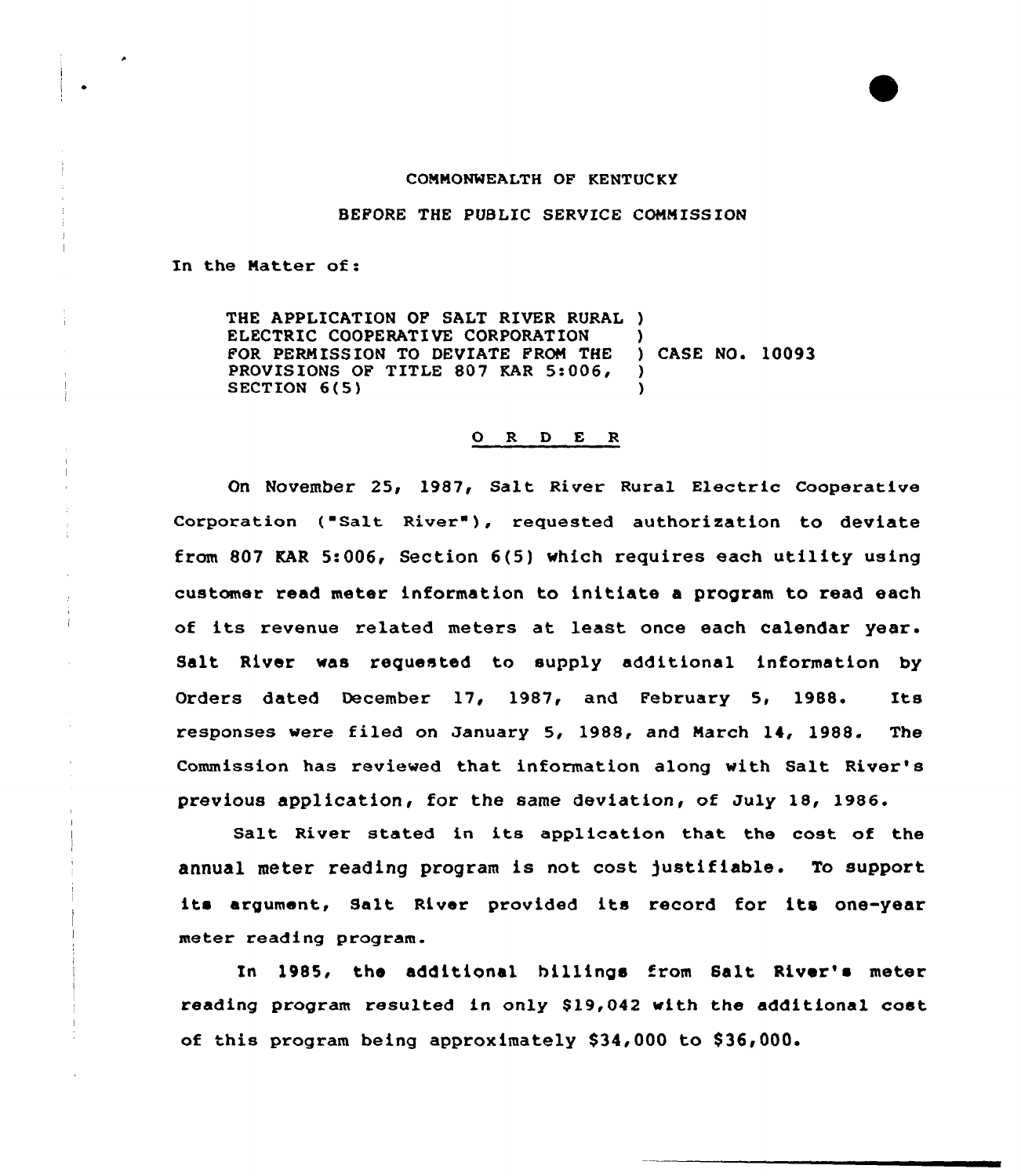COMMONWEALTH OF KENTUCKY

BEFORE THE PUBLIC SERVICE COMMISSION

In the Matter of:

THE APPLICATION OF SALT RIVER RURAL ELECTRIC COOPERATIVE CORPORATION FOR PERMISSION TO DEVIATE FROM THE PROVISIONS OF TITLE 807 KAR 5:006, SECTION 6(5) ) CASE NO. 10093

## O R D E R

On November 25, 1987, Salt River Rural Electric Cooperative Corporation ("Salt River"), requested authorization to deviate from 807 KAR 5:006, Section 6(5) which requires each utility using customer read meter information to initiate a program to read each of its revenue related meters at least once each calendar year. Salt River was requested to supply additional information by Orders dated December 17, 1987, and February 5, 1988. Its responses were filed on January 5, 1988, and March 14, 1988. The Commission has reviewed that information along with Salt River's previous application, for the same deviation, of July 18, 1986.

Salt River stated in its application that the cost of the annual meter reading program is not cost justifiable. To support its argument, Salt River provided its record for its one-year meter reading program.

In 1985, the additional billings from Salt River's meter reading program resulted in only $19,042 with the additional cost of this program being approximately $34,000 to $36,000.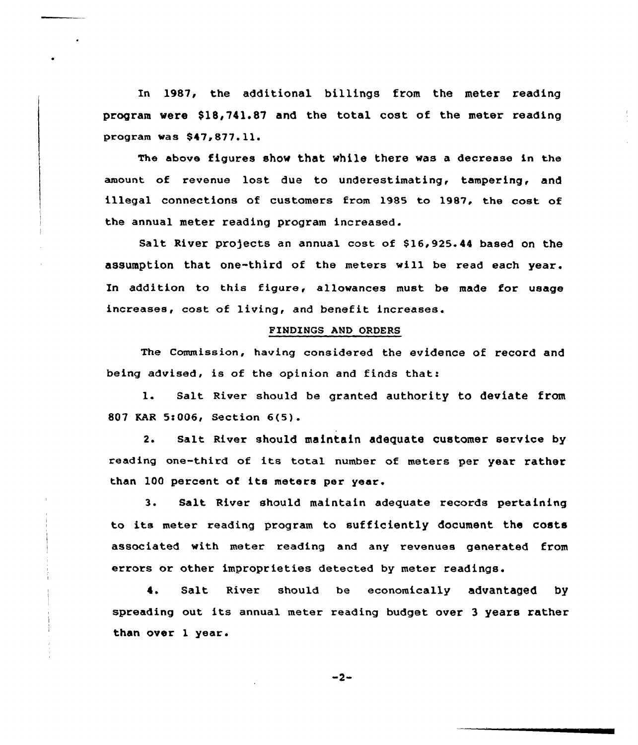In 1987, the additional billings from the meter reading program were $18,741.87 and the total cost of the meter reading program was $47,877.11.

The above figures show that while there was a decrease in the amount of revenue lost due to underestimating, tampering, and illegal connections of customers from 1985 to 1987, the cost of the annual meter reading program increased.

Salt River projects an annual cost of $16,925.44 based on the assumption that one-third of the meters will be read each year. In addition to this figure, allowances must be made for usage increases, cost of living, and benefit increases.

## FINDINGS AND ORDERS

The Commission, having considered the evidence of record and being advised, is of the opinion and finds that:

1. Salt River should be granted authority to deviate from 807 KAR 5:006, Section 6(5).

2. Salt River should maintain adequate customer service by reading one-third of its total number of meters per year rather than 100 percent of its meters per year.

3. Salt River should maintain adequate records pertaining to its meter reading program to sufficiently document the costs associated with meter reading and any revenues generated from errors or other improprieties detected by meter readings.

4. Salt River should be economically advantaged by spreading out its annual meter reading budget over 3 years rather than over 1 year.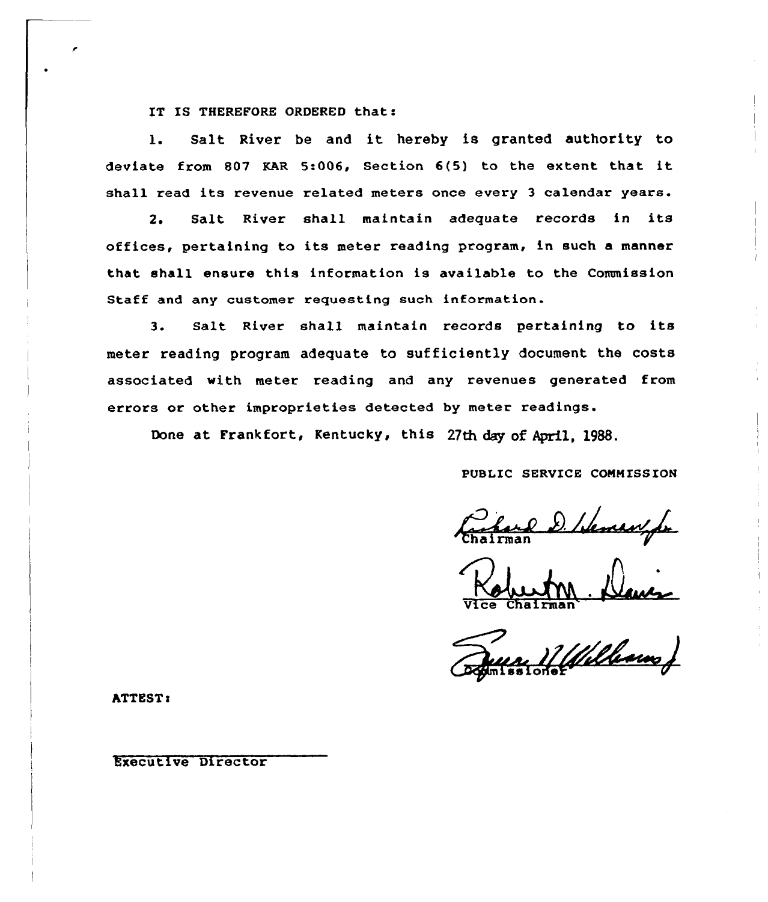IT IS THEREFORE ORDERED that:

1. Salt River be and it hereby is granted authority to deviate from 807 KAR 5:006, Section 6(5) to the extent that it shall read its revenue related meters once every 3 calendar years.

2. Salt River shall maintain adequate records in its offices, pertaining to its meter reading program, in such a manner that shall ensure this information is available to the Commission Staff and any customer requesting such information.

3. Salt River shall maintain records pertaining to its meter reading program adequate to sufficiently document the costs associated with meter reading and any revenues generated from errors or other improprieties detected by meter readings.

Done at Frankfort, Kentucky, this 27th day of April, 1988.

PUBLIC SERVICE COMMISSION

Chairman

Vice Chairman

Commissioner

ATTEST:

Executive Director